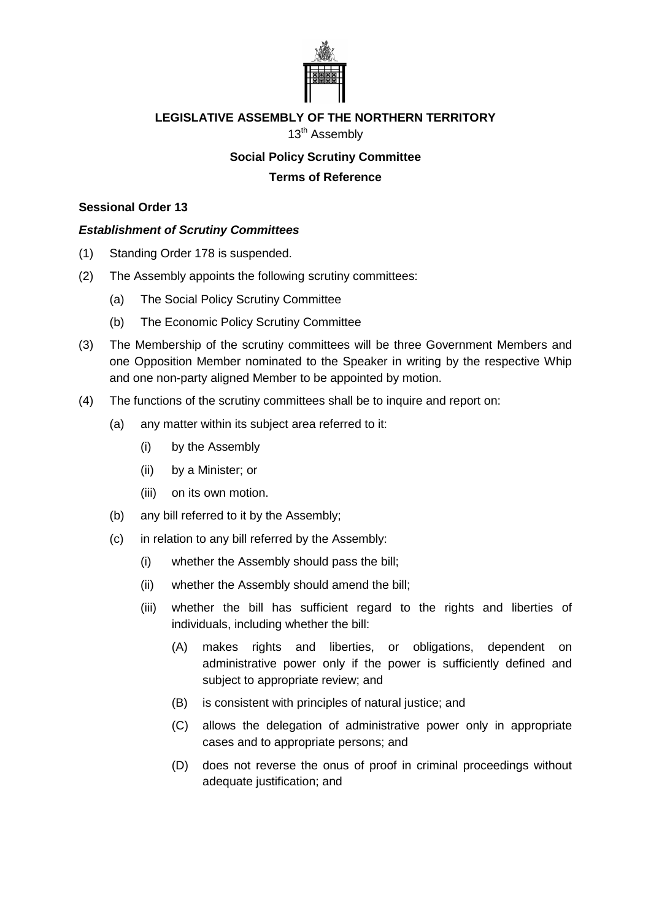**LEGISLATIVE ASSEMBLY OF THE NORTHERN TERRITORY**

13th Assembly

**Social Policy Scrutiny Committee**

**Terms of Reference**

**Sessional Order 13**

***Establishment of Scrutiny Committees***

(1) Standing Order 178 is suspended.

(2) The Assembly appoints the following scrutiny committees:

   (a) The Social Policy Scrutiny Committee

   (b) The Economic Policy Scrutiny Committee

(3) The Membership of the scrutiny committees will be three Government Members and one Opposition Member nominated to the Speaker in writing by the respective Whip and one non-party aligned Member to be appointed by motion.

(4) The functions of the scrutiny committees shall be to inquire and report on:

   (a) any matter within its subject area referred to it:

      (i) by the Assembly

      (ii) by a Minister; or

      (iii) on its own motion.

   (b) any bill referred to it by the Assembly;

   (c) in relation to any bill referred by the Assembly:

      (i) whether the Assembly should pass the bill;

      (ii) whether the Assembly should amend the bill;

      (iii) whether the bill has sufficient regard to the rights and liberties of individuals, including whether the bill:

         (A) makes rights and liberties, or obligations, dependent on administrative power only if the power is sufficiently defined and subject to appropriate review; and

         (B) is consistent with principles of natural justice; and

         (C) allows the delegation of administrative power only in appropriate cases and to appropriate persons; and

         (D) does not reverse the onus of proof in criminal proceedings without adequate justification; and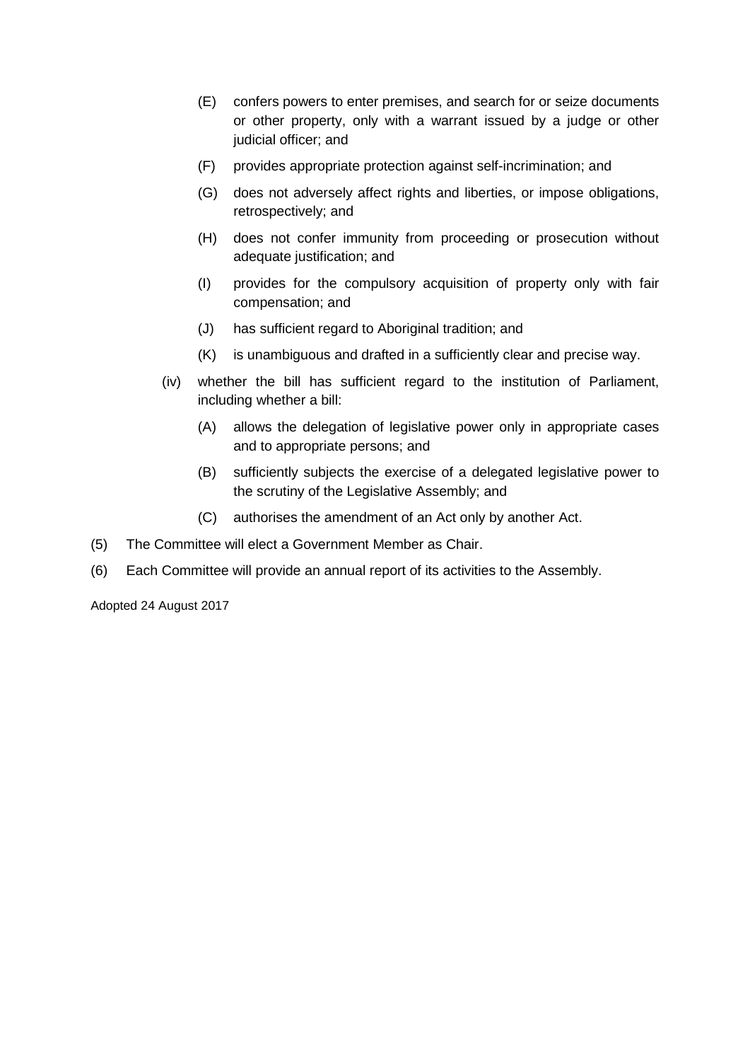- (E) confers powers to enter premises, and search for or seize documents or other property, only with a warrant issued by a judge or other judicial officer; and
- (F) provides appropriate protection against self-incrimination; and
- (G) does not adversely affect rights and liberties, or impose obligations, retrospectively; and
- (H) does not confer immunity from proceeding or prosecution without adequate justification; and
- (I) provides for the compulsory acquisition of property only with fair compensation; and
- (J) has sufficient regard to Aboriginal tradition; and
- (K) is unambiguous and drafted in a sufficiently clear and precise way.

(iv) whether the bill has sufficient regard to the institution of Parliament, including whether a bill:

- (A) allows the delegation of legislative power only in appropriate cases and to appropriate persons; and
- (B) sufficiently subjects the exercise of a delegated legislative power to the scrutiny of the Legislative Assembly; and
- (C) authorises the amendment of an Act only by another Act.

(5) The Committee will elect a Government Member as Chair.

(6) Each Committee will provide an annual report of its activities to the Assembly.

Adopted 24 August 2017